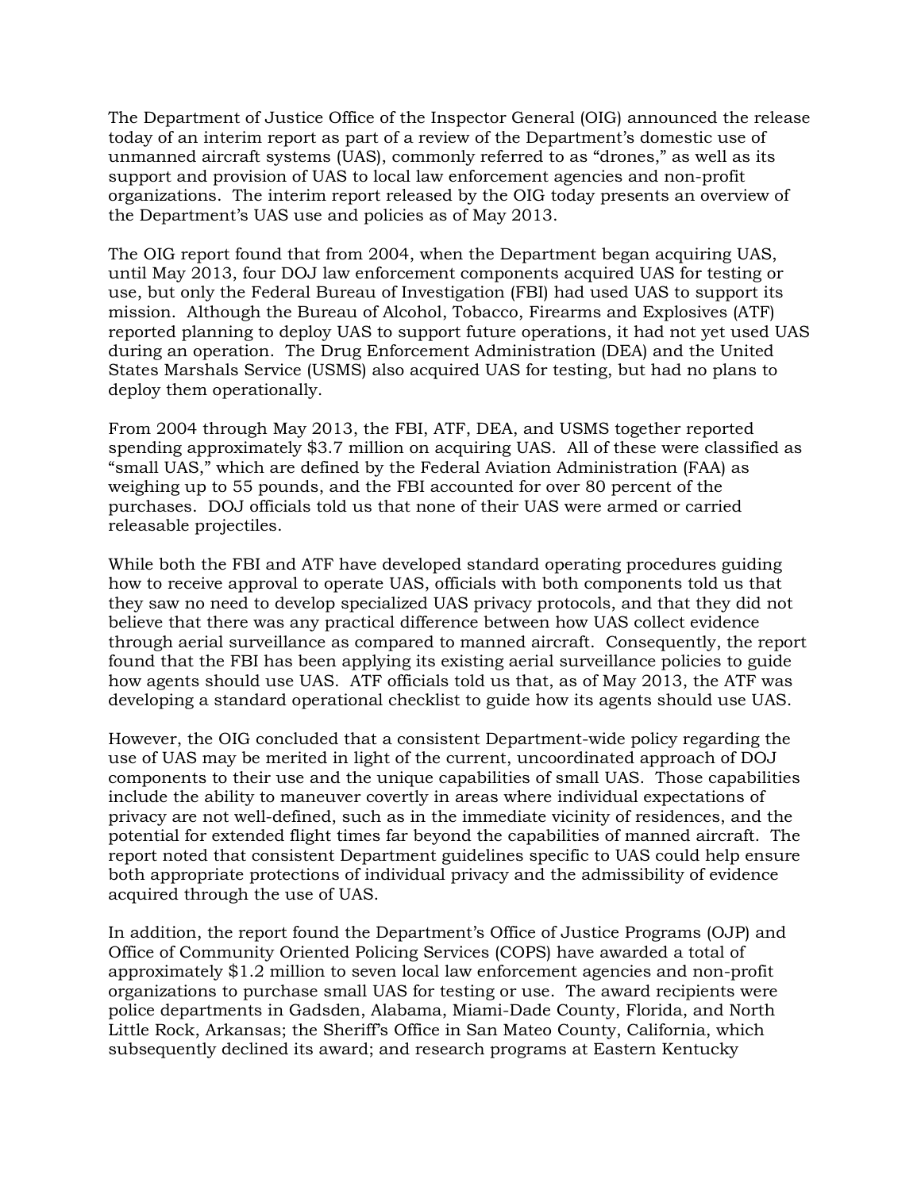The Department of Justice Office of the Inspector General (OIG) announced the release today of an interim report as part of a review of the Department's domestic use of unmanned aircraft systems (UAS), commonly referred to as "drones," as well as its support and provision of UAS to local law enforcement agencies and non-profit organizations. The interim report released by the OIG today presents an overview of the Department's UAS use and policies as of May 2013.

The OIG report found that from 2004, when the Department began acquiring UAS, until May 2013, four DOJ law enforcement components acquired UAS for testing or use, but only the Federal Bureau of Investigation (FBI) had used UAS to support its mission. Although the Bureau of Alcohol, Tobacco, Firearms and Explosives (ATF) reported planning to deploy UAS to support future operations, it had not yet used UAS during an operation. The Drug Enforcement Administration (DEA) and the United States Marshals Service (USMS) also acquired UAS for testing, but had no plans to deploy them operationally.

From 2004 through May 2013, the FBI, ATF, DEA, and USMS together reported spending approximately $3.7 million on acquiring UAS. All of these were classified as "small UAS," which are defined by the Federal Aviation Administration (FAA) as weighing up to 55 pounds, and the FBI accounted for over 80 percent of the purchases. DOJ officials told us that none of their UAS were armed or carried releasable projectiles.

While both the FBI and ATF have developed standard operating procedures guiding how to receive approval to operate UAS, officials with both components told us that they saw no need to develop specialized UAS privacy protocols, and that they did not believe that there was any practical difference between how UAS collect evidence through aerial surveillance as compared to manned aircraft. Consequently, the report found that the FBI has been applying its existing aerial surveillance policies to guide how agents should use UAS. ATF officials told us that, as of May 2013, the ATF was developing a standard operational checklist to guide how its agents should use UAS.

However, the OIG concluded that a consistent Department-wide policy regarding the use of UAS may be merited in light of the current, uncoordinated approach of DOJ components to their use and the unique capabilities of small UAS. Those capabilities include the ability to maneuver covertly in areas where individual expectations of privacy are not well-defined, such as in the immediate vicinity of residences, and the potential for extended flight times far beyond the capabilities of manned aircraft. The report noted that consistent Department guidelines specific to UAS could help ensure both appropriate protections of individual privacy and the admissibility of evidence acquired through the use of UAS.

In addition, the report found the Department's Office of Justice Programs (OJP) and Office of Community Oriented Policing Services (COPS) have awarded a total of approximately $1.2 million to seven local law enforcement agencies and non-profit organizations to purchase small UAS for testing or use. The award recipients were police departments in Gadsden, Alabama, Miami-Dade County, Florida, and North Little Rock, Arkansas; the Sheriff's Office in San Mateo County, California, which subsequently declined its award; and research programs at Eastern Kentucky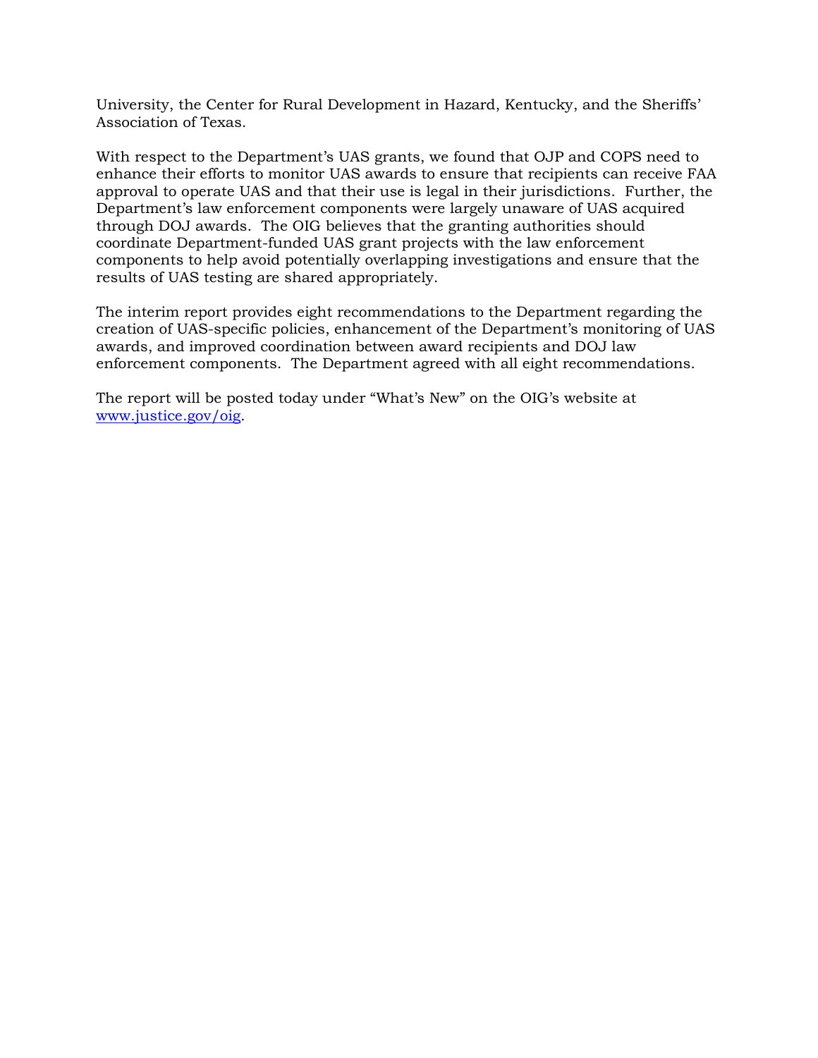University, the Center for Rural Development in Hazard, Kentucky, and the Sheriffs' Association of Texas.

With respect to the Department's UAS grants, we found that OJP and COPS need to enhance their efforts to monitor UAS awards to ensure that recipients can receive FAA approval to operate UAS and that their use is legal in their jurisdictions. Further, the Department's law enforcement components were largely unaware of UAS acquired through DOJ awards. The OIG believes that the granting authorities should coordinate Department-funded UAS grant projects with the law enforcement components to help avoid potentially overlapping investigations and ensure that the results of UAS testing are shared appropriately.

The interim report provides eight recommendations to the Department regarding the creation of UAS-specific policies, enhancement of the Department's monitoring of UAS awards, and improved coordination between award recipients and DOJ law enforcement components. The Department agreed with all eight recommendations.

The report will be posted today under "What's New" on the OIG's website at [www.justice.gov/oig](http://www.justice.gov/oig).